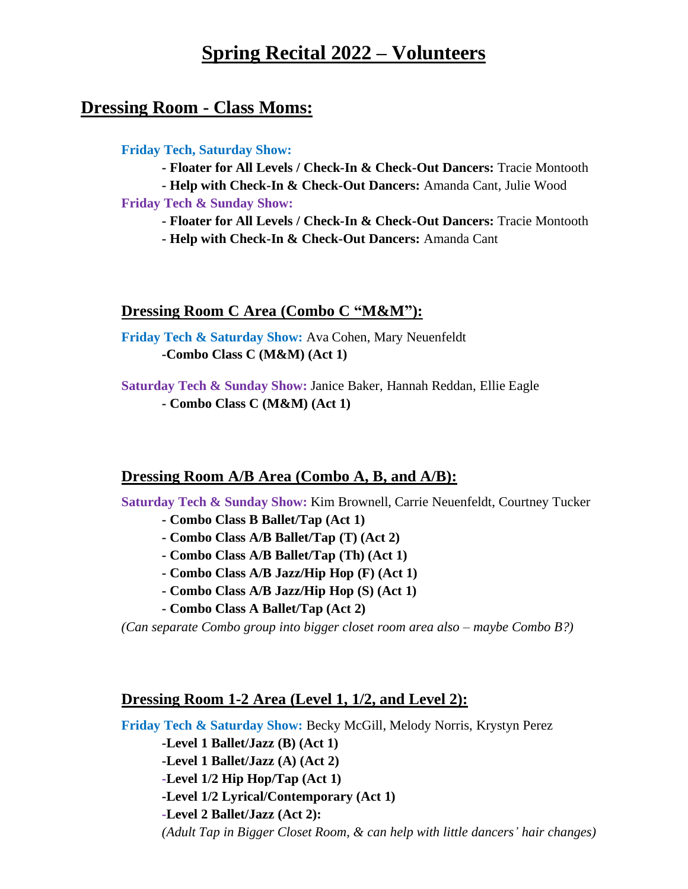# Spring Recital 2022 – Volunteers

## Dressing Room - Class Moms:

**Friday Tech, Saturday Show:**

- **Floater for All Levels / Check-In & Check-Out Dancers:** Tracie Montooth
- **Help with Check-In & Check-Out Dancers:** Amanda Cant, Julie Wood

**Friday Tech & Sunday Show:**

- **Floater for All Levels / Check-In & Check-Out Dancers:** Tracie Montooth
- **Help with Check-In & Check-Out Dancers:** Amanda Cant

### Dressing Room C Area (Combo C "M&M"):

**Friday Tech & Saturday Show:** Ava Cohen, Mary Neuenfeldt

- **Combo Class C (M&M) (Act 1)**

**Saturday Tech & Sunday Show:** Janice Baker, Hannah Reddan, Ellie Eagle

- **Combo Class C (M&M) (Act 1)**

### Dressing Room A/B Area (Combo A, B, and A/B):

**Saturday Tech & Sunday Show:** Kim Brownell, Carrie Neuenfeldt, Courtney Tucker

- **Combo Class B Ballet/Tap (Act 1)**
- **Combo Class A/B Ballet/Tap (T) (Act 2)**
- **Combo Class A/B Ballet/Tap (Th) (Act 1)**
- **Combo Class A/B Jazz/Hip Hop (F) (Act 1)**
- **Combo Class A/B Jazz/Hip Hop (S) (Act 1)**
- **Combo Class A Ballet/Tap (Act 2)**

*(Can separate Combo group into bigger closet room area also – maybe Combo B?)*

### Dressing Room 1-2 Area (Level 1, 1/2, and Level 2):

**Friday Tech & Saturday Show:** Becky McGill, Melody Norris, Krystyn Perez

- **Level 1 Ballet/Jazz (B) (Act 1)**
- **Level 1 Ballet/Jazz (A) (Act 2)**
- **Level 1/2 Hip Hop/Tap (Act 1)**
- **Level 1/2 Lyrical/Contemporary (Act 1)**
- **Level 2 Ballet/Jazz (Act 2):**

*(Adult Tap in Bigger Closet Room, & can help with little dancers' hair changes)*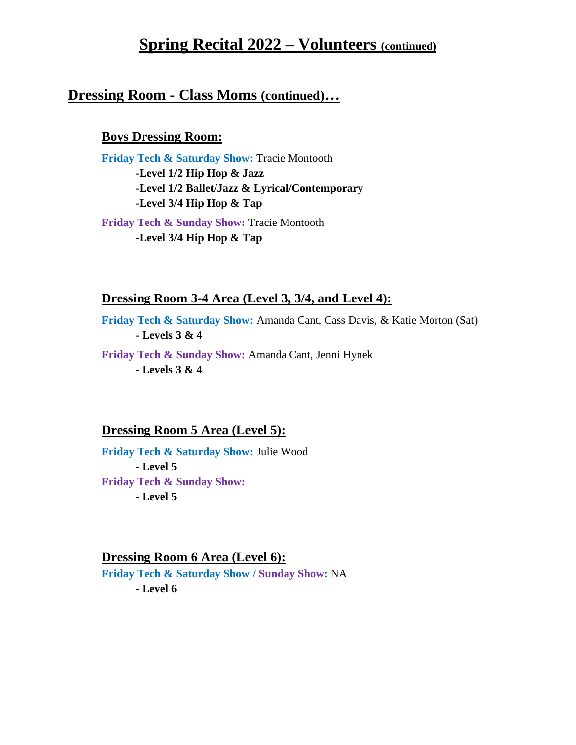# Spring Recital 2022 – Volunteers (continued)

## Dressing Room - Class Moms (continued)…

### Boys Dressing Room:

**Friday Tech & Saturday Show:** Tracie Montooth

**-Level 1/2 Hip Hop & Jazz**
**-Level 1/2 Ballet/Jazz & Lyrical/Contemporary**
**-Level 3/4 Hip Hop & Tap**

**Friday Tech & Sunday Show:** Tracie Montooth

**-Level 3/4 Hip Hop & Tap**

### Dressing Room 3-4 Area (Level 3, 3/4, and Level 4):

**Friday Tech & Saturday Show:** Amanda Cant, Cass Davis, & Katie Morton (Sat)

**- Levels 3 & 4**

**Friday Tech & Sunday Show:** Amanda Cant, Jenni Hynek

**- Levels 3 & 4**

### Dressing Room 5 Area (Level 5):

**Friday Tech & Saturday Show:** Julie Wood

**- Level 5**

**Friday Tech & Sunday Show:**

**- Level 5**

### Dressing Room 6 Area (Level 6):

**Friday Tech & Saturday Show / Sunday Show:** NA

**- Level 6**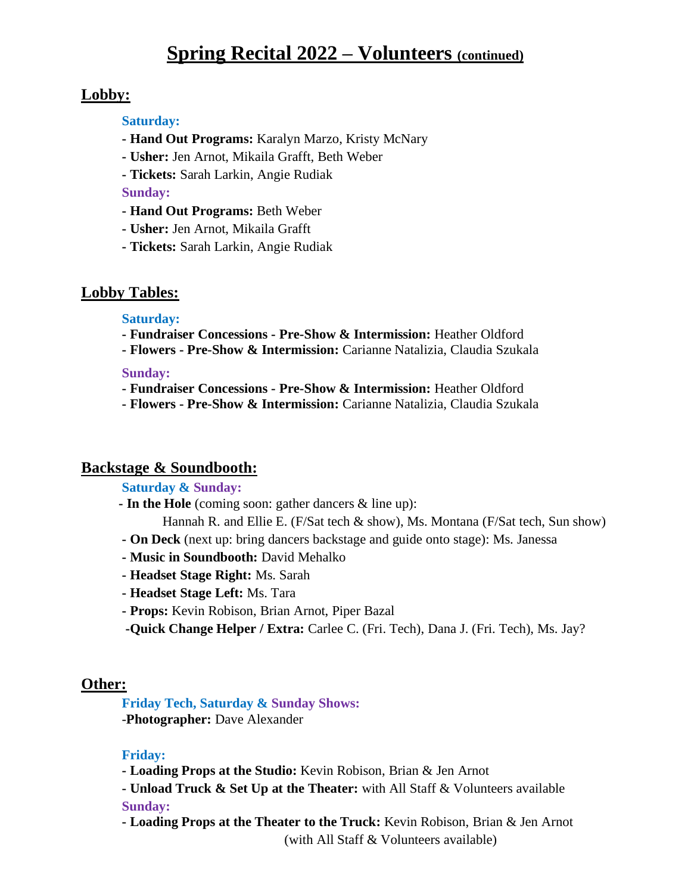# Spring Recital 2022 – Volunteers (continued)

## Lobby:

**Saturday:**

- **Hand Out Programs:** Karalyn Marzo, Kristy McNary
- **Usher:** Jen Arnot, Mikaila Grafft, Beth Weber
- **Tickets:** Sarah Larkin, Angie Rudiak

**Sunday:**

- **Hand Out Programs:** Beth Weber
- **Usher:** Jen Arnot, Mikaila Grafft
- **Tickets:** Sarah Larkin, Angie Rudiak

## Lobby Tables:

**Saturday:**

- **Fundraiser Concessions - Pre-Show & Intermission:** Heather Oldford
- **Flowers - Pre-Show & Intermission:** Carianne Natalizia, Claudia Szukala

**Sunday:**

- **Fundraiser Concessions - Pre-Show & Intermission:** Heather Oldford
- **Flowers - Pre-Show & Intermission:** Carianne Natalizia, Claudia Szukala

## Backstage & Soundbooth:

**Saturday & Sunday:**

- **In the Hole** (coming soon: gather dancers & line up):
  Hannah R. and Ellie E. (F/Sat tech & show), Ms. Montana (F/Sat tech, Sun show)
- **On Deck** (next up: bring dancers backstage and guide onto stage): Ms. Janessa
- **Music in Soundbooth:** David Mehalko
- **Headset Stage Right:** Ms. Sarah
- **Headset Stage Left:** Ms. Tara
- **Props:** Kevin Robison, Brian Arnot, Piper Bazal
- **Quick Change Helper / Extra:** Carlee C. (Fri. Tech), Dana J. (Fri. Tech), Ms. Jay?

## Other:

**Friday Tech, Saturday & Sunday Shows:**

-**Photographer:** Dave Alexander

**Friday:**

- **Loading Props at the Studio:** Kevin Robison, Brian & Jen Arnot
- **Unload Truck & Set Up at the Theater:** with All Staff & Volunteers available

**Sunday:**

- **Loading Props at the Theater to the Truck:** Kevin Robison, Brian & Jen Arnot
  (with All Staff & Volunteers available)